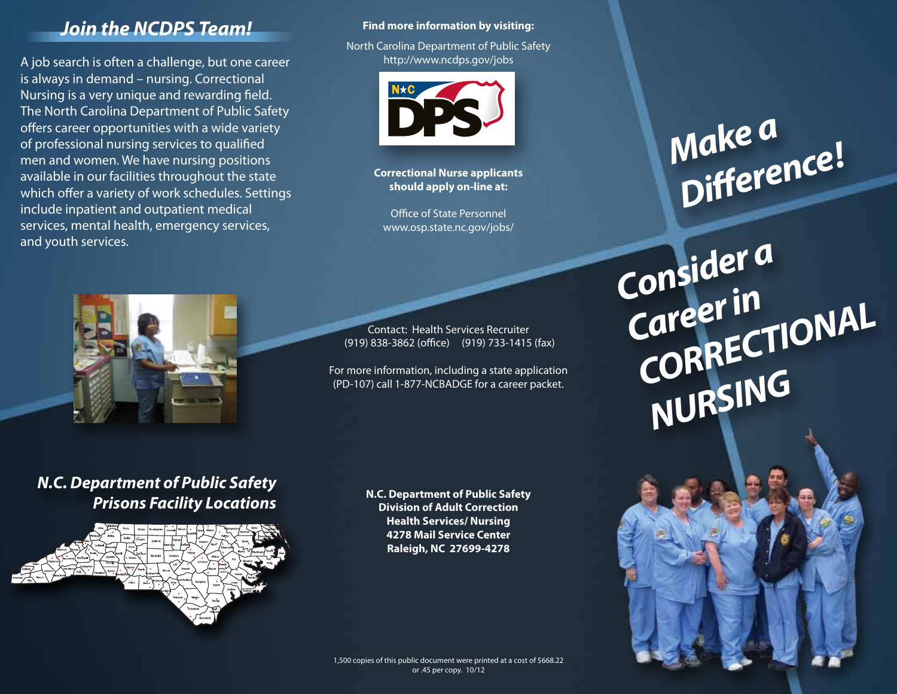## Join the NCDPS Team!

A job search is often a challenge, but one career is always in demand – nursing. Correctional Nursing is a very unique and rewarding field. The North Carolina Department of Public Safety offers career opportunities with a wide variety of professional nursing services to qualified men and women. We have nursing positions available in our facilities throughout the state which offer a variety of work schedules. Settings include inpatient and outpatient medical services, mental health, emergency services, and youth services.

## N.C. Department of Public Safety Prisons Facility Locations

**Find more information by visiting:**

North Carolina Department of Public Safety
http://www.ncdps.gov/jobs

**Correctional Nurse applicants should apply on-line at:**

Office of State Personnel
www.osp.state.nc.gov/jobs/

Contact: Health Services Recruiter
(919) 838-3862 (office) (919) 733-1415 (fax)

For more information, including a state application (PD-107) call 1-877-NCBADGE for a career packet.

**N.C. Department of Public Safety**
**Division of Adult Correction**
**Health Services/ Nursing**
**4278 Mail Service Center**
**Raleigh, NC 27699-4278**

1,500 copies of this public document were printed at a cost of $668.22 or .45 per copy. 10/12

# Make a Difference!

# Consider a Career in CORRECTIONAL NURSING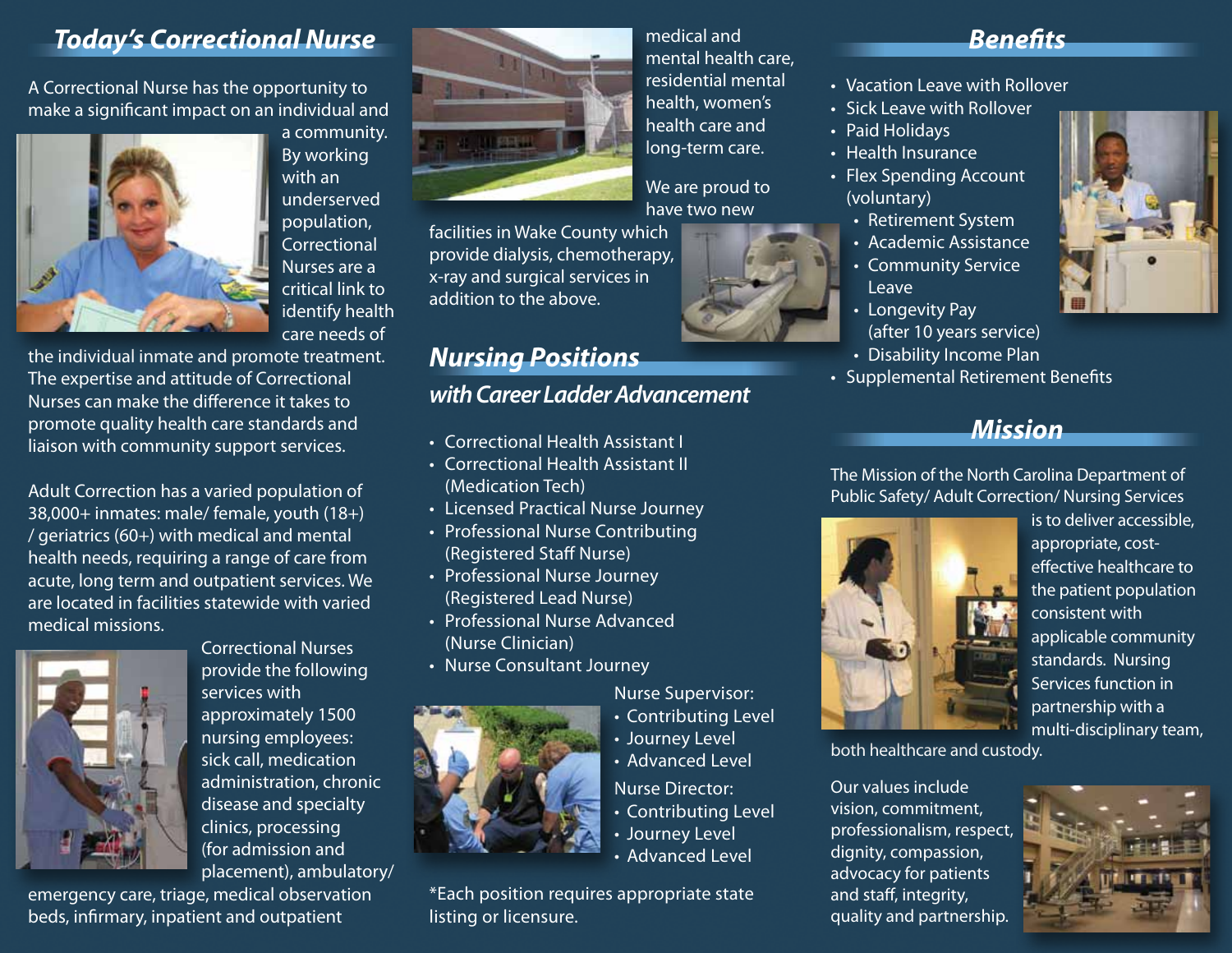## Today's Correctional Nurse

A Correctional Nurse has the opportunity to make a significant impact on an individual and a community. By working with an underserved population, Correctional Nurses are a critical link to identify health care needs of the individual inmate and promote treatment. The expertise and attitude of Correctional Nurses can make the difference it takes to promote quality health care standards and liaison with community support services.

Adult Correction has a varied population of 38,000+ inmates: male/ female, youth (18+) / geriatrics (60+) with medical and mental health needs, requiring a range of care from acute, long term and outpatient services. We are located in facilities statewide with varied medical missions.

Correctional Nurses provide the following services with approximately 1500 nursing employees: sick call, medication administration, chronic disease and specialty clinics, processing (for admission and placement), ambulatory/ emergency care, triage, medical observation beds, infirmary, inpatient and outpatient medical and mental health care, residential mental health, women's health care and long-term care.

We are proud to have two new facilities in Wake County which provide dialysis, chemotherapy, x-ray and surgical services in addition to the above.

## Nursing Positions

### *with Career Ladder Advancement*

- Correctional Health Assistant I
- Correctional Health Assistant II (Medication Tech)
- Licensed Practical Nurse Journey
- Professional Nurse Contributing (Registered Staff Nurse)
- Professional Nurse Journey (Registered Lead Nurse)
- Professional Nurse Advanced (Nurse Clinician)
- Nurse Consultant Journey

Nurse Supervisor:
- Contributing Level
- Journey Level
- Advanced Level

Nurse Director:
- Contributing Level
- Journey Level
- Advanced Level

*Each position requires appropriate state listing or licensure.

## Benefits

- Vacation Leave with Rollover
- Sick Leave with Rollover
- Paid Holidays
- Health Insurance
- Flex Spending Account (voluntary)
- Retirement System
- Academic Assistance
- Community Service Leave
- Longevity Pay (after 10 years service)
- Disability Income Plan
- Supplemental Retirement Benefits

## Mission

The Mission of the North Carolina Department of Public Safety/ Adult Correction/ Nursing Services is to deliver accessible, appropriate, cost-effective healthcare to the patient population consistent with applicable community standards. Nursing Services function in partnership with a multi-disciplinary team, both healthcare and custody.

Our values include vision, commitment, professionalism, respect, dignity, compassion, advocacy for patients and staff, integrity, quality and partnership.